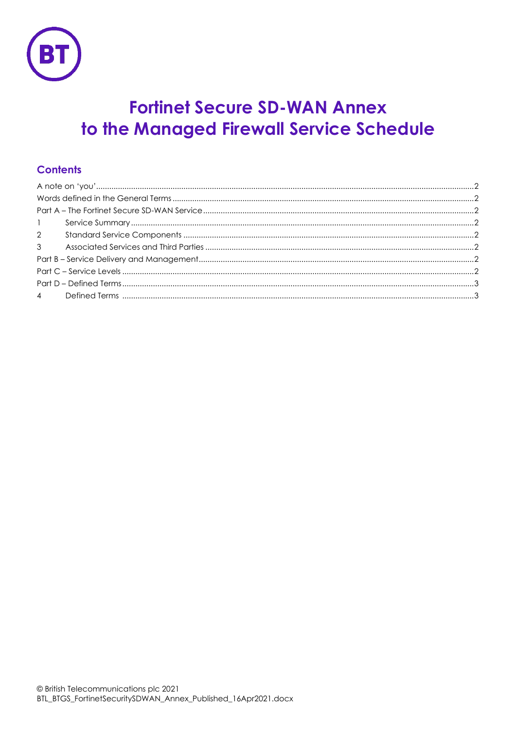# Fortinet Secure SD-WAN Annex to the Managed Firewall Service Schedule

## Contents

A note on 'you' ........................................................................ 2
Words defined in the General Terms ........................................................................ 2
Part A – The Fortinet Secure SD-WAN Service ........................................................................ 2
1 Service Summary ........................................................................ 2
2 Standard Service Components ........................................................................ 2
3 Associated Services and Third Parties ........................................................................ 2
Part B – Service Delivery and Management ........................................................................ 2
Part C – Service Levels ........................................................................ 2
Part D – Defined Terms ........................................................................ 3
4 Defined Terms ........................................................................ 3

© British Telecommunications plc 2021
BTL_BTGS_FortinetSecuritySDWAN_Annex_Published_16Apr2021.docx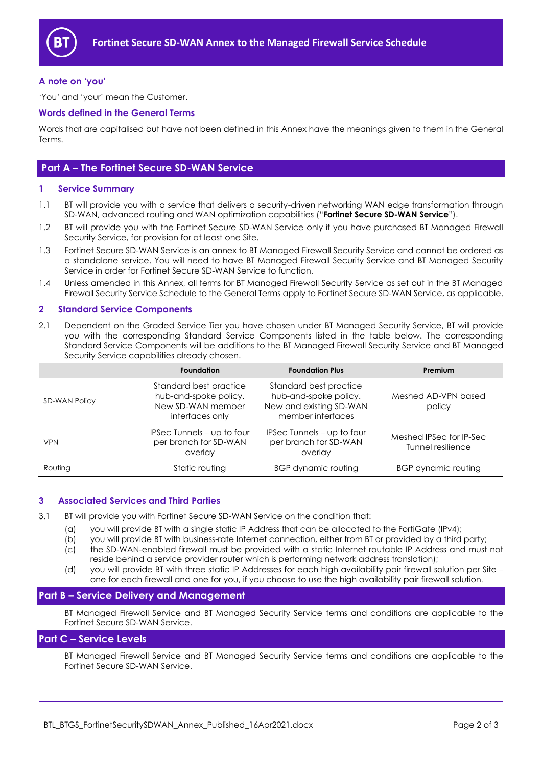# Fortinet Secure SD-WAN Annex to the Managed Firewall Service Schedule

### A note on 'you'

'You' and 'your' mean the Customer.

### Words defined in the General Terms

Words that are capitalised but have not been defined in this Annex have the meanings given to them in the General Terms.

## Part A – The Fortinet Secure SD-WAN Service

### 1 Service Summary

1.1 BT will provide you with a service that delivers a security-driven networking WAN edge transformation through SD-WAN, advanced routing and WAN optimization capabilities ("**Fortinet Secure SD-WAN Service**").

1.2 BT will provide you with the Fortinet Secure SD-WAN Service only if you have purchased BT Managed Firewall Security Service, for provision for at least one Site.

1.3 Fortinet Secure SD-WAN Service is an annex to BT Managed Firewall Security Service and cannot be ordered as a standalone service. You will need to have BT Managed Firewall Security Service and BT Managed Security Service in order for Fortinet Secure SD-WAN Service to function.

1.4 Unless amended in this Annex, all terms for BT Managed Firewall Security Service as set out in the BT Managed Firewall Security Service Schedule to the General Terms apply to Fortinet Secure SD-WAN Service, as applicable.

### 2 Standard Service Components

2.1 Dependent on the Graded Service Tier you have chosen under BT Managed Security Service, BT will provide you with the corresponding Standard Service Components listed in the table below. The corresponding Standard Service Components will be additions to the BT Managed Firewall Security Service and BT Managed Security Service capabilities already chosen.

| | Foundation | Foundation Plus | Premium |
|---|---|---|---|
| SD-WAN Policy | Standard best practice hub-and-spoke policy. New SD-WAN member interfaces only | Standard best practice hub-and-spoke policy. New and existing SD-WAN member interfaces | Meshed AD-VPN based policy |
| VPN | IPSec Tunnels – up to four per branch for SD-WAN overlay | IPSec Tunnels – up to four per branch for SD-WAN overlay | Meshed IPSec for IP-Sec Tunnel resilience |
| Routing | Static routing | BGP dynamic routing | BGP dynamic routing |

### 3 Associated Services and Third Parties

3.1 BT will provide you with Fortinet Secure SD-WAN Service on the condition that:

(a) you will provide BT with a single static IP Address that can be allocated to the FortiGate (IPv4);

(b) you will provide BT with business-rate Internet connection, either from BT or provided by a third party;

(c) the SD-WAN-enabled firewall must be provided with a static Internet routable IP Address and must not reside behind a service provider router which is performing network address translation);

(d) you will provide BT with three static IP Addresses for each high availability pair firewall solution per Site – one for each firewall and one for you, if you choose to use the high availability pair firewall solution.

## Part B – Service Delivery and Management

BT Managed Firewall Service and BT Managed Security Service terms and conditions are applicable to the Fortinet Secure SD-WAN Service.

## Part C – Service Levels

BT Managed Firewall Service and BT Managed Security Service terms and conditions are applicable to the Fortinet Secure SD-WAN Service.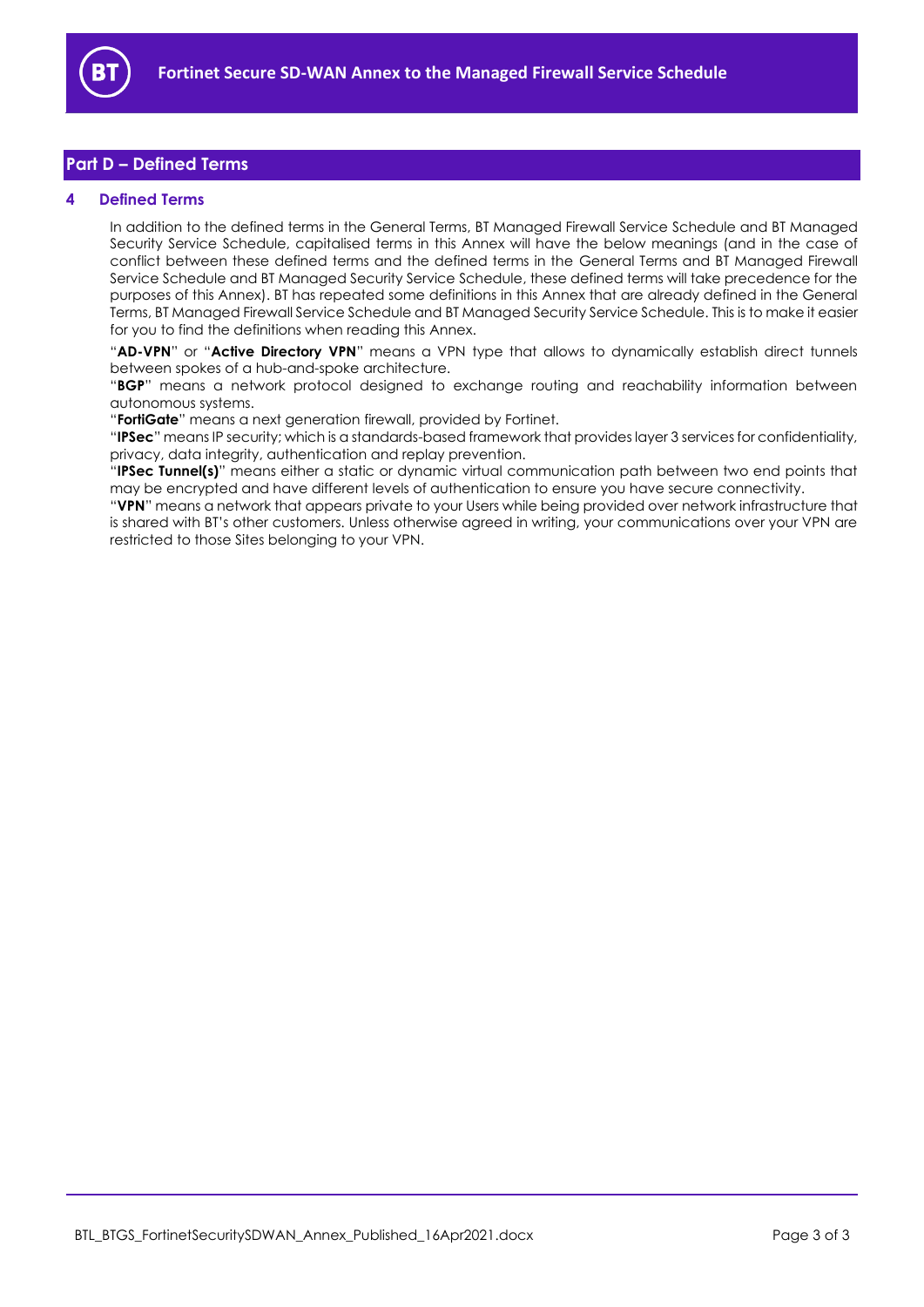## Part D – Defined Terms

### 4 Defined Terms

In addition to the defined terms in the General Terms, BT Managed Firewall Service Schedule and BT Managed Security Service Schedule, capitalised terms in this Annex will have the below meanings (and in the case of conflict between these defined terms and the defined terms in the General Terms and BT Managed Firewall Service Schedule and BT Managed Security Service Schedule, these defined terms will take precedence for the purposes of this Annex). BT has repeated some definitions in this Annex that are already defined in the General Terms, BT Managed Firewall Service Schedule and BT Managed Security Service Schedule. This is to make it easier for you to find the definitions when reading this Annex.

"**AD-VPN**" or "**Active Directory VPN**" means a VPN type that allows to dynamically establish direct tunnels between spokes of a hub-and-spoke architecture.

"**BGP**" means a network protocol designed to exchange routing and reachability information between autonomous systems.

"**FortiGate**" means a next generation firewall, provided by Fortinet.

"**IPSec**" means IP security; which is a standards-based framework that provides layer 3 services for confidentiality, privacy, data integrity, authentication and replay prevention.

"**IPSec Tunnel(s)**" means either a static or dynamic virtual communication path between two end points that may be encrypted and have different levels of authentication to ensure you have secure connectivity.

"**VPN**" means a network that appears private to your Users while being provided over network infrastructure that is shared with BT's other customers. Unless otherwise agreed in writing, your communications over your VPN are restricted to those Sites belonging to your VPN.